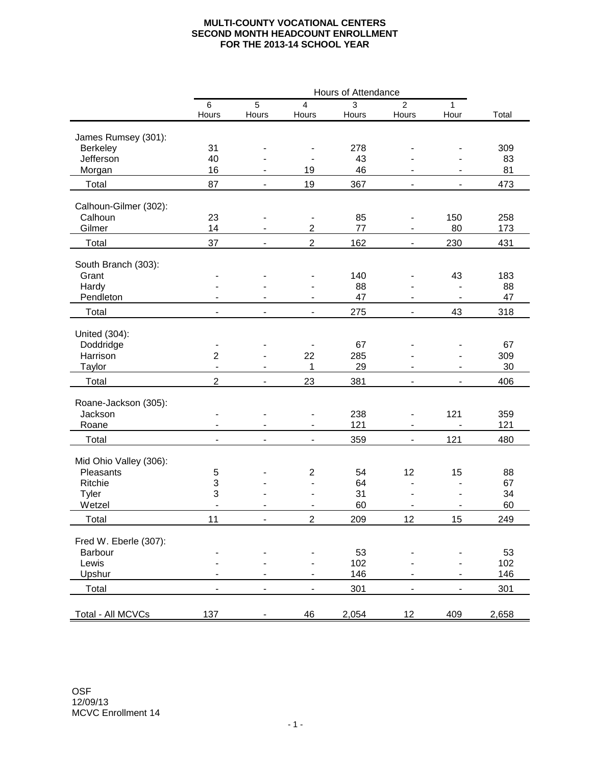# MULTI-COUNTY VOCATIONAL CENTERS
## SECOND MONTH HEADCOUNT ENROLLMENT
## FOR THE 2013-14 SCHOOL YEAR

| | Hours of Attendance | | | | | | |
|---|---|---|---|---|---|---|---|
| | 6 Hours | 5 Hours | 4 Hours | 3 Hours | 2 Hours | 1 Hour | Total |
| James Rumsey (301): | | | | | | | |
| Berkeley | 31 | - | - | 278 | - | - | 309 |
| Jefferson | 40 | - | - | 43 | - | - | 83 |
| Morgan | 16 | - | 19 | 46 | - | - | 81 |
| Total | 87 | - | 19 | 367 | - | - | 473 |
| Calhoun-Gilmer (302): | | | | | | | |
| Calhoun | 23 | - | - | 85 | - | 150 | 258 |
| Gilmer | 14 | - | 2 | 77 | - | 80 | 173 |
| Total | 37 | - | 2 | 162 | - | 230 | 431 |
| South Branch (303): | | | | | | | |
| Grant | - | - | - | 140 | - | 43 | 183 |
| Hardy | - | - | - | 88 | - | - | 88 |
| Pendleton | - | - | - | 47 | - | - | 47 |
| Total | - | - | - | 275 | - | 43 | 318 |
| United (304): | | | | | | | |
| Doddridge | - | - | - | 67 | - | - | 67 |
| Harrison | 2 | - | 22 | 285 | - | - | 309 |
| Taylor | - | - | 1 | 29 | - | - | 30 |
| Total | 2 | - | 23 | 381 | - | - | 406 |
| Roane-Jackson (305): | | | | | | | |
| Jackson | - | - | - | 238 | - | 121 | 359 |
| Roane | - | - | - | 121 | - | - | 121 |
| Total | - | - | - | 359 | - | 121 | 480 |
| Mid Ohio Valley (306): | | | | | | | |
| Pleasants | 5 | - | 2 | 54 | 12 | 15 | 88 |
| Ritchie | 3 | - | - | 64 | - | - | 67 |
| Tyler | 3 | - | - | 31 | - | - | 34 |
| Wetzel | - | - | - | 60 | - | - | 60 |
| Total | 11 | - | 2 | 209 | 12 | 15 | 249 |
| Fred W. Eberle (307): | | | | | | | |
| Barbour | - | - | - | 53 | - | - | 53 |
| Lewis | - | - | - | 102 | - | - | 102 |
| Upshur | - | - | - | 146 | - | - | 146 |
| Total | - | - | - | 301 | - | - | 301 |
| Total - All MCVCs | 137 | - | 46 | 2,054 | 12 | 409 | 2,658 |

OSF
12/09/13
MCVC Enrollment 14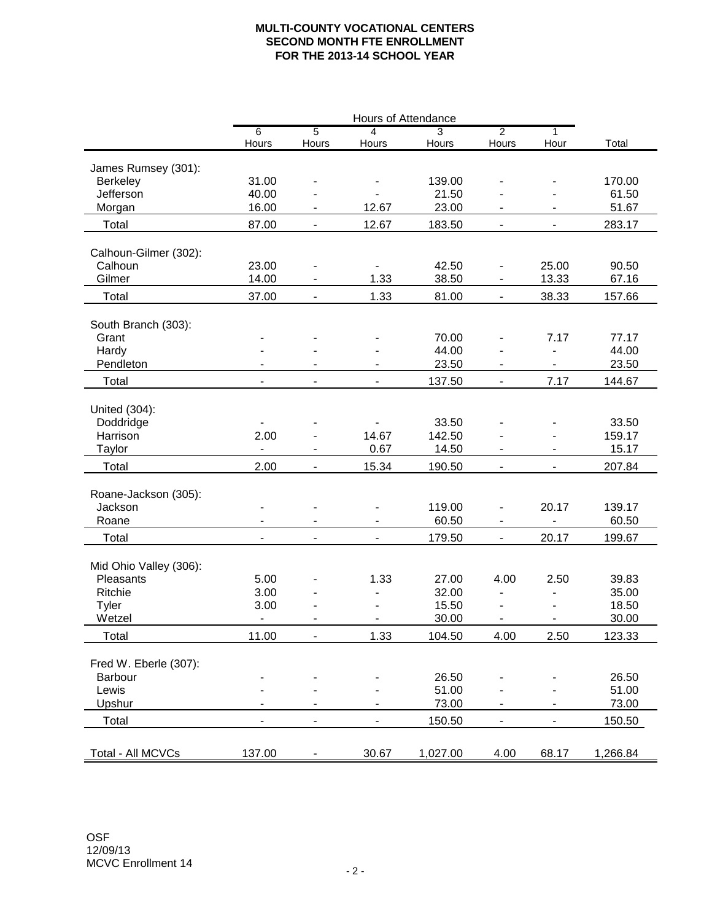**MULTI-COUNTY VOCATIONAL CENTERS**
**SECOND MONTH FTE ENROLLMENT**
**FOR THE 2013-14 SCHOOL YEAR**

| | Hours of Attendance | | | | | | |
|---|---|---|---|---|---|---|---|
| | 6 Hours | 5 Hours | 4 Hours | 3 Hours | 2 Hours | 1 Hour | Total |
| James Rumsey (301): | | | | | | | |
| Berkeley | 31.00 | - | - | 139.00 | - | - | 170.00 |
| Jefferson | 40.00 | - | - | 21.50 | - | - | 61.50 |
| Morgan | 16.00 | - | 12.67 | 23.00 | - | - | 51.67 |
| Total | 87.00 | - | 12.67 | 183.50 | - | - | 283.17 |
| Calhoun-Gilmer (302): | | | | | | | |
| Calhoun | 23.00 | - | - | 42.50 | - | 25.00 | 90.50 |
| Gilmer | 14.00 | - | 1.33 | 38.50 | - | 13.33 | 67.16 |
| Total | 37.00 | - | 1.33 | 81.00 | - | 38.33 | 157.66 |
| South Branch (303): | | | | | | | |
| Grant | - | - | - | 70.00 | - | 7.17 | 77.17 |
| Hardy | - | - | - | 44.00 | - | - | 44.00 |
| Pendleton | - | - | - | 23.50 | - | - | 23.50 |
| Total | - | - | - | 137.50 | - | 7.17 | 144.67 |
| United (304): | | | | | | | |
| Doddridge | - | - | - | 33.50 | - | - | 33.50 |
| Harrison | 2.00 | - | 14.67 | 142.50 | - | - | 159.17 |
| Taylor | - | - | 0.67 | 14.50 | - | - | 15.17 |
| Total | 2.00 | - | 15.34 | 190.50 | - | - | 207.84 |
| Roane-Jackson (305): | | | | | | | |
| Jackson | - | - | - | 119.00 | - | 20.17 | 139.17 |
| Roane | - | - | - | 60.50 | - | - | 60.50 |
| Total | - | - | - | 179.50 | - | 20.17 | 199.67 |
| Mid Ohio Valley (306): | | | | | | | |
| Pleasants | 5.00 | - | 1.33 | 27.00 | 4.00 | 2.50 | 39.83 |
| Ritchie | 3.00 | - | - | 32.00 | - | - | 35.00 |
| Tyler | 3.00 | - | - | 15.50 | - | - | 18.50 |
| Wetzel | - | - | - | 30.00 | - | - | 30.00 |
| Total | 11.00 | - | 1.33 | 104.50 | 4.00 | 2.50 | 123.33 |
| Fred W. Eberle (307): | | | | | | | |
| Barbour | - | - | - | 26.50 | - | - | 26.50 |
| Lewis | - | - | - | 51.00 | - | - | 51.00 |
| Upshur | - | - | - | 73.00 | - | - | 73.00 |
| Total | - | - | - | 150.50 | - | - | 150.50 |
| Total - All MCVCs | 137.00 | - | 30.67 | 1,027.00 | 4.00 | 68.17 | 1,266.84 |

OSF
12/09/13
MCVC Enrollment 14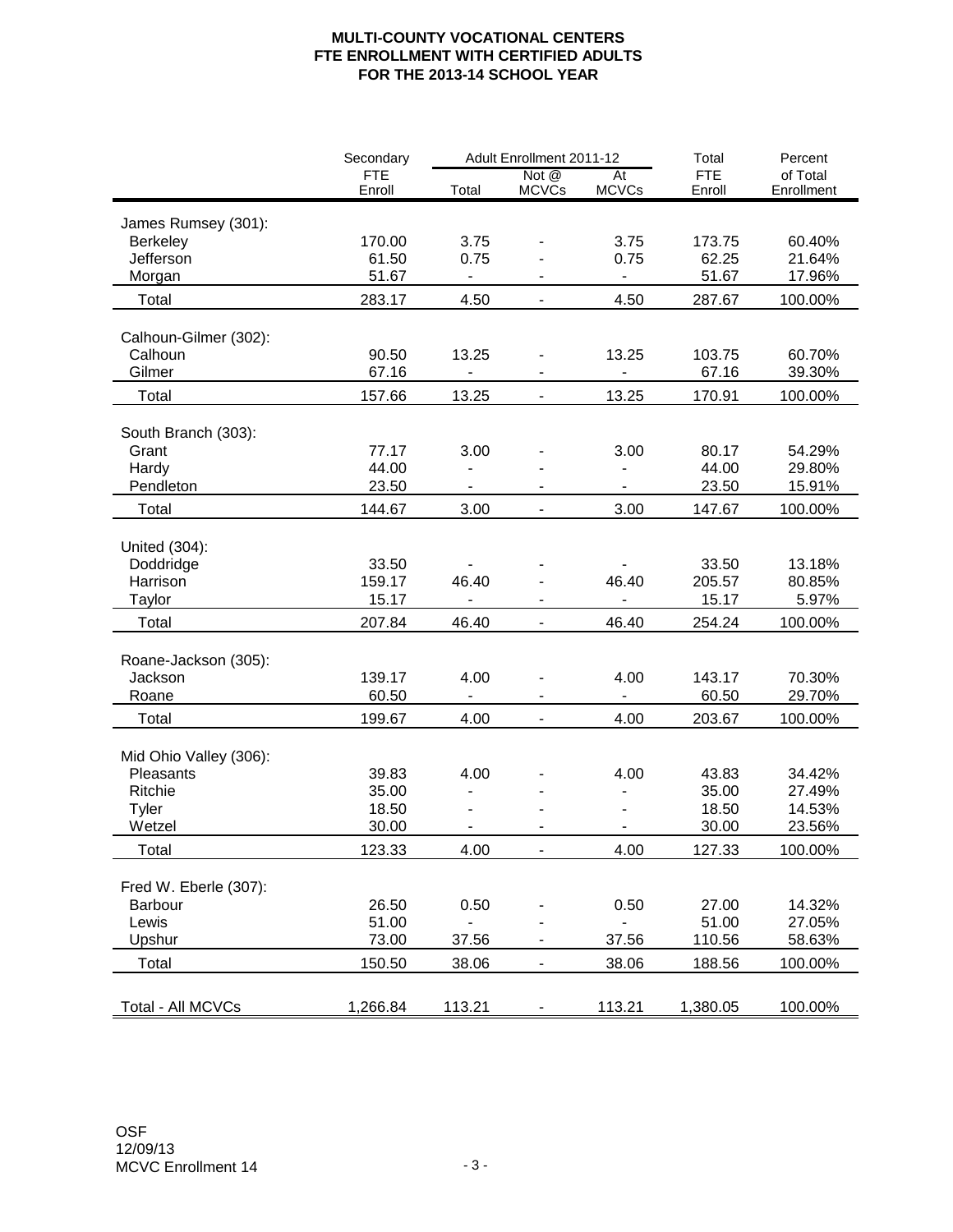# MULTI-COUNTY VOCATIONAL CENTERS
## FTE ENROLLMENT WITH CERTIFIED ADULTS
## FOR THE 2013-14 SCHOOL YEAR

| | Secondary | Adult Enrollment 2011-12 | | | Total | Percent |
|---|---|---|---|---|---|---|
| | FTE Enroll | Total | Not @ MCVCs | At MCVCs | FTE Enroll | of Total Enrollment |
| James Rumsey (301): | | | | | | |
| Berkeley | 170.00 | 3.75 | - | 3.75 | 173.75 | 60.40% |
| Jefferson | 61.50 | 0.75 | - | 0.75 | 62.25 | 21.64% |
| Morgan | 51.67 | - | - | - | 51.67 | 17.96% |
| Total | 283.17 | 4.50 | - | 4.50 | 287.67 | 100.00% |
| Calhoun-Gilmer (302): | | | | | | |
| Calhoun | 90.50 | 13.25 | - | 13.25 | 103.75 | 60.70% |
| Gilmer | 67.16 | - | - | - | 67.16 | 39.30% |
| Total | 157.66 | 13.25 | - | 13.25 | 170.91 | 100.00% |
| South Branch (303): | | | | | | |
| Grant | 77.17 | 3.00 | - | 3.00 | 80.17 | 54.29% |
| Hardy | 44.00 | - | - | - | 44.00 | 29.80% |
| Pendleton | 23.50 | - | - | - | 23.50 | 15.91% |
| Total | 144.67 | 3.00 | - | 3.00 | 147.67 | 100.00% |
| United (304): | | | | | | |
| Doddridge | 33.50 | - | - | - | 33.50 | 13.18% |
| Harrison | 159.17 | 46.40 | - | 46.40 | 205.57 | 80.85% |
| Taylor | 15.17 | - | - | - | 15.17 | 5.97% |
| Total | 207.84 | 46.40 | - | 46.40 | 254.24 | 100.00% |
| Roane-Jackson (305): | | | | | | |
| Jackson | 139.17 | 4.00 | - | 4.00 | 143.17 | 70.30% |
| Roane | 60.50 | - | - | - | 60.50 | 29.70% |
| Total | 199.67 | 4.00 | - | 4.00 | 203.67 | 100.00% |
| Mid Ohio Valley (306): | | | | | | |
| Pleasants | 39.83 | 4.00 | - | 4.00 | 43.83 | 34.42% |
| Ritchie | 35.00 | - | - | - | 35.00 | 27.49% |
| Tyler | 18.50 | - | - | - | 18.50 | 14.53% |
| Wetzel | 30.00 | - | - | - | 30.00 | 23.56% |
| Total | 123.33 | 4.00 | - | 4.00 | 127.33 | 100.00% |
| Fred W. Eberle (307): | | | | | | |
| Barbour | 26.50 | 0.50 | - | 0.50 | 27.00 | 14.32% |
| Lewis | 51.00 | - | - | - | 51.00 | 27.05% |
| Upshur | 73.00 | 37.56 | - | 37.56 | 110.56 | 58.63% |
| Total | 150.50 | 38.06 | - | 38.06 | 188.56 | 100.00% |
| Total - All MCVCs | 1,266.84 | 113.21 | - | 113.21 | 1,380.05 | 100.00% |

OSF
12/09/13
MCVC Enrollment 14